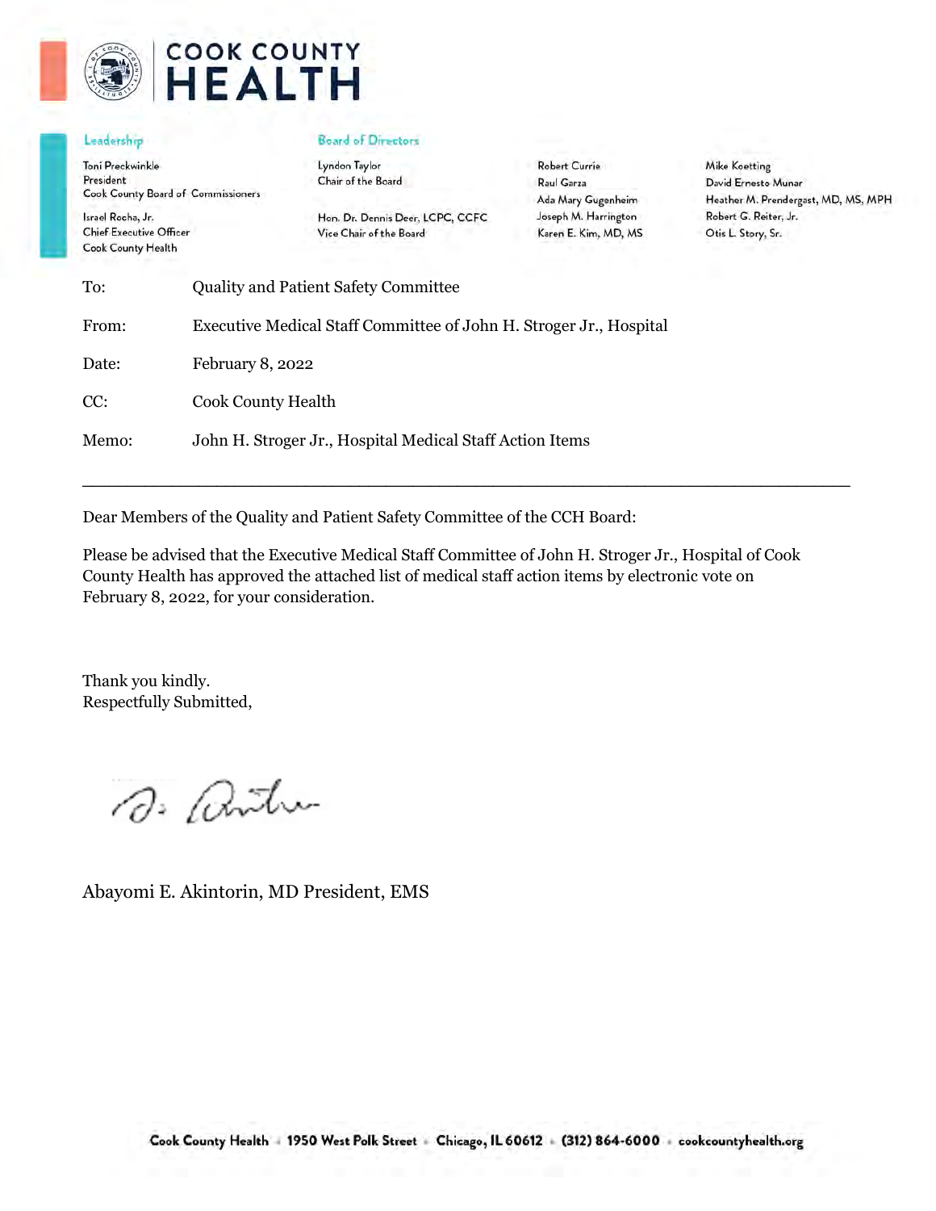# COOK COUNTY HEALTH

**Leadership**

Toni Preckwinkle
President
Cook County Board of Commissioners

Israel Rocha, Jr.
Chief Executive Officer
Cook County Health

**Board of Directors**

Lyndon Taylor
Chair of the Board

Hon. Dr. Dennis Deer, LCPC, CCFC
Vice Chair of the Board

Robert Currie
Raul Garza
Ada Mary Gugenheim
Joseph M. Harrington
Karen E. Kim, MD, MS

Mike Koetting
David Ernesto Munar
Heather M. Prendergast, MD, MS, MPH
Robert G. Reiter, Jr.
Otis L. Story, Sr.

| | |
|---|---|
| To: | Quality and Patient Safety Committee |
| From: | Executive Medical Staff Committee of John H. Stroger Jr., Hospital |
| Date: | February 8, 2022 |
| CC: | Cook County Health |
| Memo: | John H. Stroger Jr., Hospital Medical Staff Action Items |

---

Dear Members of the Quality and Patient Safety Committee of the CCH Board:

Please be advised that the Executive Medical Staff Committee of John H. Stroger Jr., Hospital of Cook County Health has approved the attached list of medical staff action items by electronic vote on February 8, 2022, for your consideration.

Thank you kindly.
Respectfully Submitted,

Abayomi E. Akintorin, MD President, EMS

Cook County Health · 1950 West Polk Street · Chicago, IL 60612 · (312) 864-6000 · cookcountyhealth.org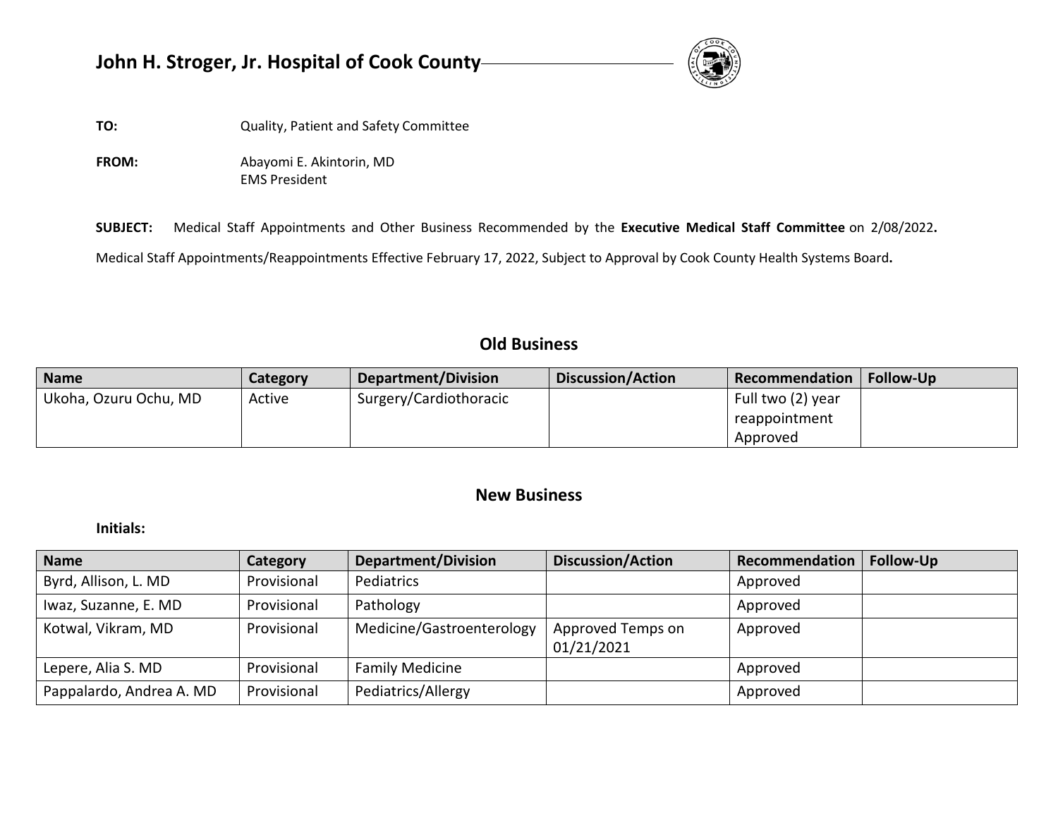# John H. Stroger, Jr. Hospital of Cook County

**TO:** Quality, Patient and Safety Committee

**FROM:** Abayomi E. Akintorin, MD
EMS President

**SUBJECT:** Medical Staff Appointments and Other Business Recommended by the **Executive Medical Staff Committee** on 2/08/2022**.**

Medical Staff Appointments/Reappointments Effective February 17, 2022, Subject to Approval by Cook County Health Systems Board**.**

## Old Business

| Name | Category | Department/Division | Discussion/Action | Recommendation | Follow-Up |
|---|---|---|---|---|---|
| Ukoha, Ozuru Ochu, MD | Active | Surgery/Cardiothoracic | | Full two (2) year reappointment Approved | |

## New Business

**Initials:**

| Name | Category | Department/Division | Discussion/Action | Recommendation | Follow-Up |
|---|---|---|---|---|---|
| Byrd, Allison, L. MD | Provisional | Pediatrics | | Approved | |
| Iwaz, Suzanne, E. MD | Provisional | Pathology | | Approved | |
| Kotwal, Vikram, MD | Provisional | Medicine/Gastroenterology | Approved Temps on 01/21/2021 | Approved | |
| Lepere, Alia S. MD | Provisional | Family Medicine | | Approved | |
| Pappalardo, Andrea A. MD | Provisional | Pediatrics/Allergy | | Approved | |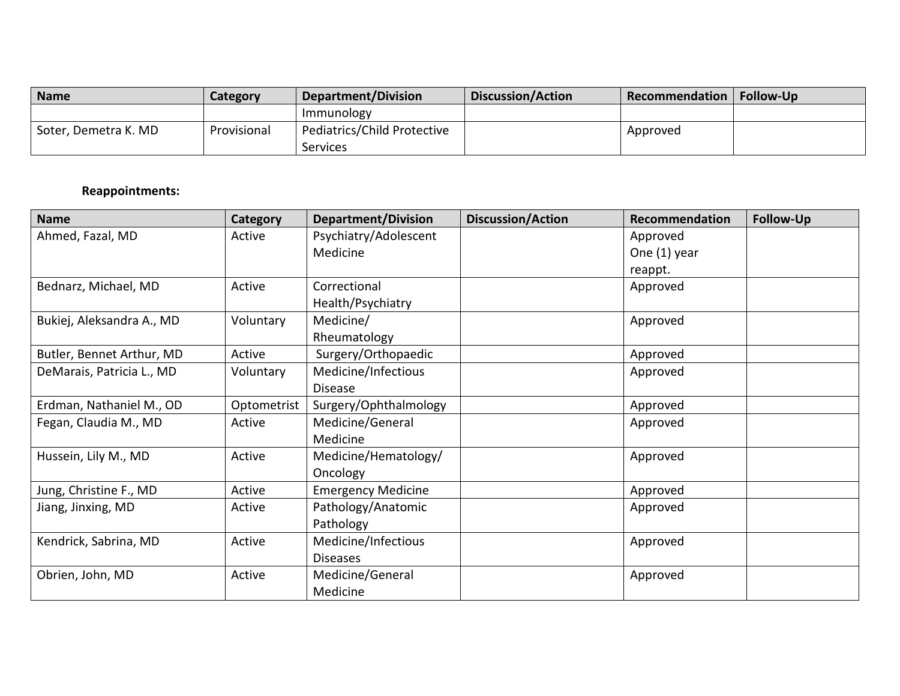| Name | Category | Department/Division | Discussion/Action | Recommendation | Follow-Up |
|---|---|---|---|---|---|
| | | Immunology | | | |
| Soter, Demetra K. MD | Provisional | Pediatrics/Child Protective Services | | Approved | |

**Reappointments:**

| Name | Category | Department/Division | Discussion/Action | Recommendation | Follow-Up |
|---|---|---|---|---|---|
| Ahmed, Fazal, MD | Active | Psychiatry/Adolescent Medicine | | Approved One (1) year reappt. | |
| Bednarz, Michael, MD | Active | Correctional Health/Psychiatry | | Approved | |
| Bukiej, Aleksandra A., MD | Voluntary | Medicine/ Rheumatology | | Approved | |
| Butler, Bennet Arthur, MD | Active | Surgery/Orthopaedic | | Approved | |
| DeMarais, Patricia L., MD | Voluntary | Medicine/Infectious Disease | | Approved | |
| Erdman, Nathaniel M., OD | Optometrist | Surgery/Ophthalmology | | Approved | |
| Fegan, Claudia M., MD | Active | Medicine/General Medicine | | Approved | |
| Hussein, Lily M., MD | Active | Medicine/Hematology/ Oncology | | Approved | |
| Jung, Christine F., MD | Active | Emergency Medicine | | Approved | |
| Jiang, Jinxing, MD | Active | Pathology/Anatomic Pathology | | Approved | |
| Kendrick, Sabrina, MD | Active | Medicine/Infectious Diseases | | Approved | |
| Obrien, John, MD | Active | Medicine/General Medicine | | Approved | |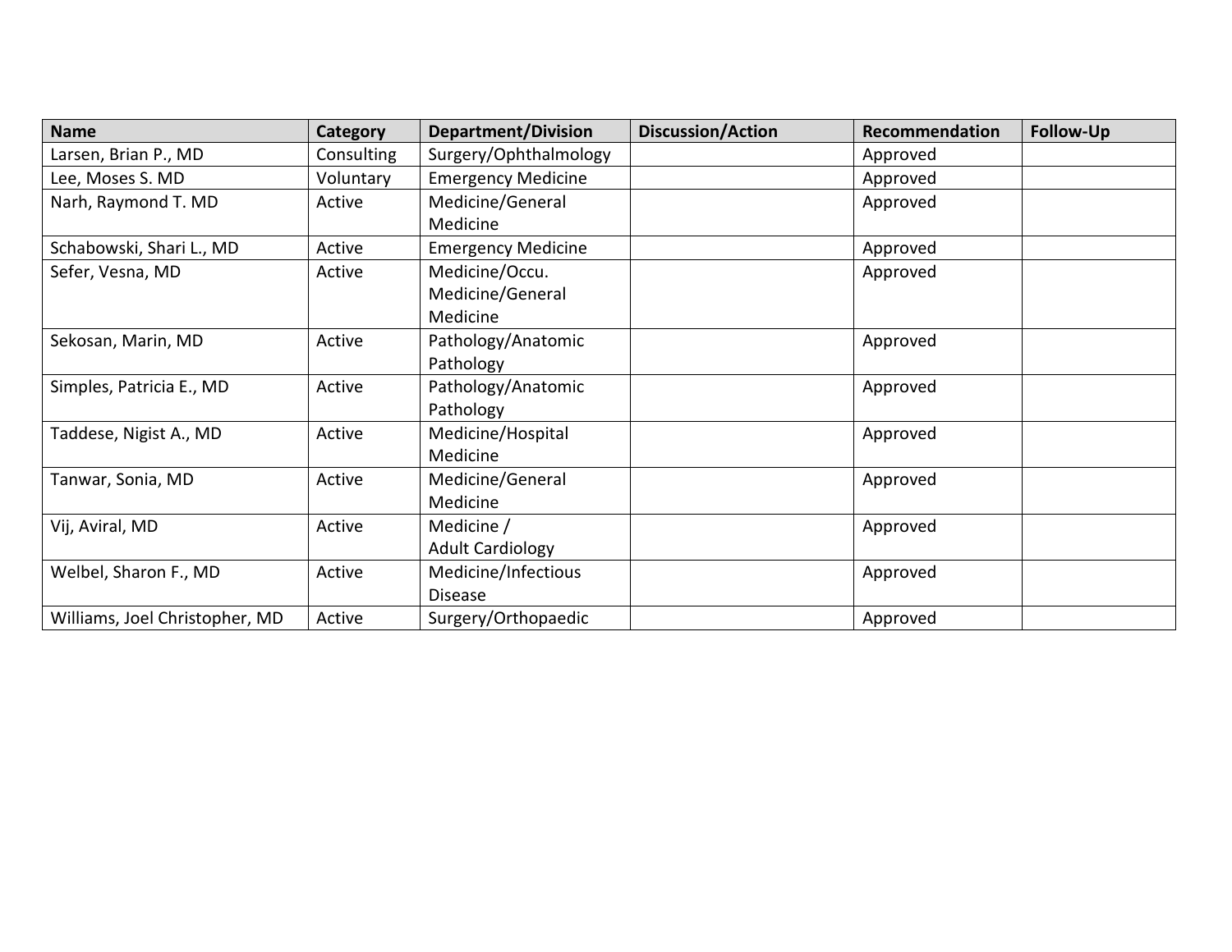| Name | Category | Department/Division | Discussion/Action | Recommendation | Follow-Up |
|---|---|---|---|---|---|
| Larsen, Brian P., MD | Consulting | Surgery/Ophthalmology | | Approved | |
| Lee, Moses S. MD | Voluntary | Emergency Medicine | | Approved | |
| Narh, Raymond T. MD | Active | Medicine/General Medicine | | Approved | |
| Schabowski, Shari L., MD | Active | Emergency Medicine | | Approved | |
| Sefer, Vesna, MD | Active | Medicine/Occu. Medicine/General Medicine | | Approved | |
| Sekosan, Marin, MD | Active | Pathology/Anatomic Pathology | | Approved | |
| Simples, Patricia E., MD | Active | Pathology/Anatomic Pathology | | Approved | |
| Taddese, Nigist A., MD | Active | Medicine/Hospital Medicine | | Approved | |
| Tanwar, Sonia, MD | Active | Medicine/General Medicine | | Approved | |
| Vij, Aviral, MD | Active | Medicine / Adult Cardiology | | Approved | |
| Welbel, Sharon F., MD | Active | Medicine/Infectious Disease | | Approved | |
| Williams, Joel Christopher, MD | Active | Surgery/Orthopaedic | | Approved | |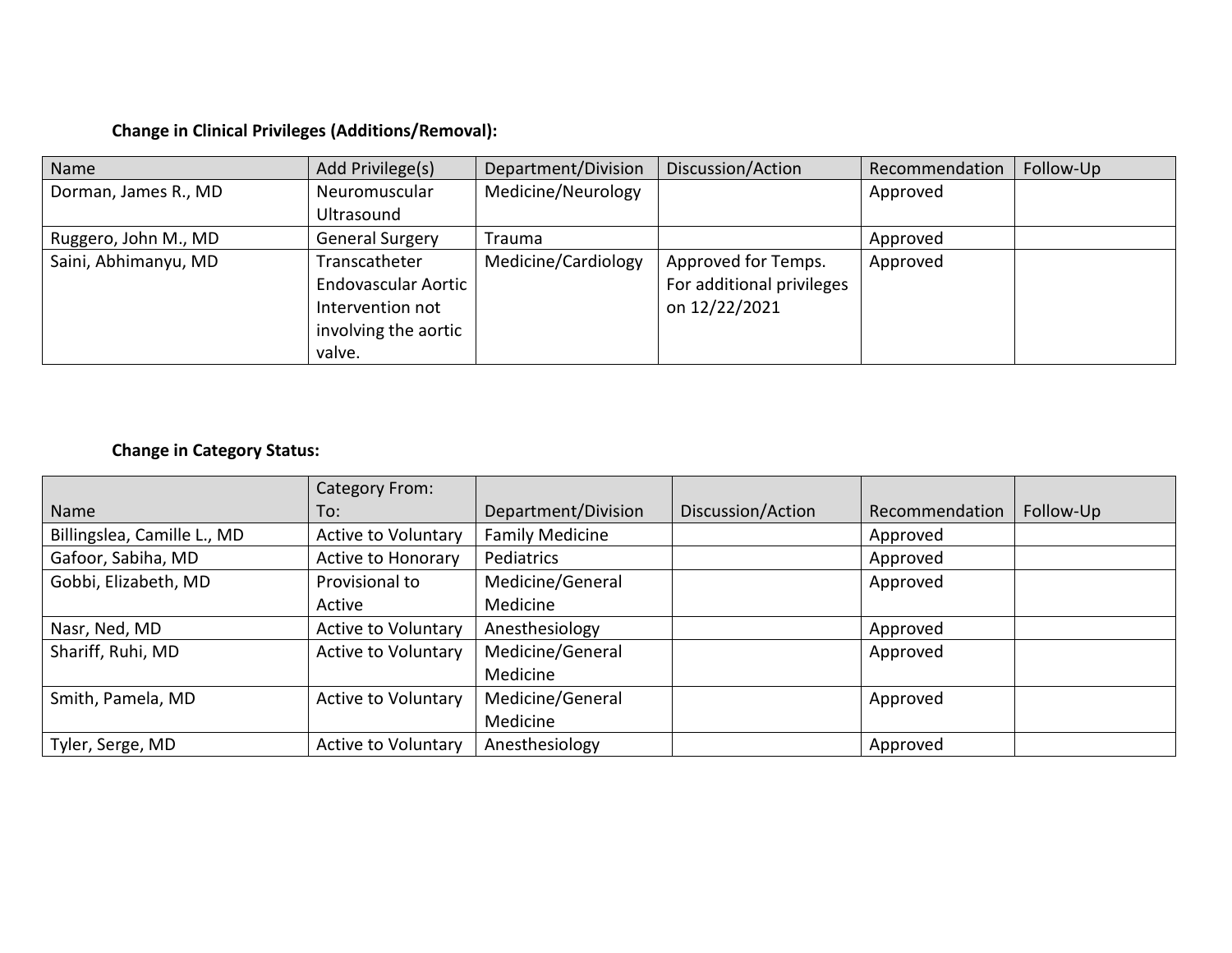**Change in Clinical Privileges (Additions/Removal):**

| Name | Add Privilege(s) | Department/Division | Discussion/Action | Recommendation | Follow-Up |
|---|---|---|---|---|---|
| Dorman, James R., MD | Neuromuscular Ultrasound | Medicine/Neurology | | Approved | |
| Ruggero, John M., MD | General Surgery | Trauma | | Approved | |
| Saini, Abhimanyu, MD | Transcatheter Endovascular Aortic Intervention not involving the aortic valve. | Medicine/Cardiology | Approved for Temps. For additional privileges on 12/22/2021 | Approved | |

**Change in Category Status:**

| Name | Category From: To: | Department/Division | Discussion/Action | Recommendation | Follow-Up |
|---|---|---|---|---|---|
| Billingslea, Camille L., MD | Active to Voluntary | Family Medicine | | Approved | |
| Gafoor, Sabiha, MD | Active to Honorary | Pediatrics | | Approved | |
| Gobbi, Elizabeth, MD | Provisional to Active | Medicine/General Medicine | | Approved | |
| Nasr, Ned, MD | Active to Voluntary | Anesthesiology | | Approved | |
| Shariff, Ruhi, MD | Active to Voluntary | Medicine/General Medicine | | Approved | |
| Smith, Pamela, MD | Active to Voluntary | Medicine/General Medicine | | Approved | |
| Tyler, Serge, MD | Active to Voluntary | Anesthesiology | | Approved | |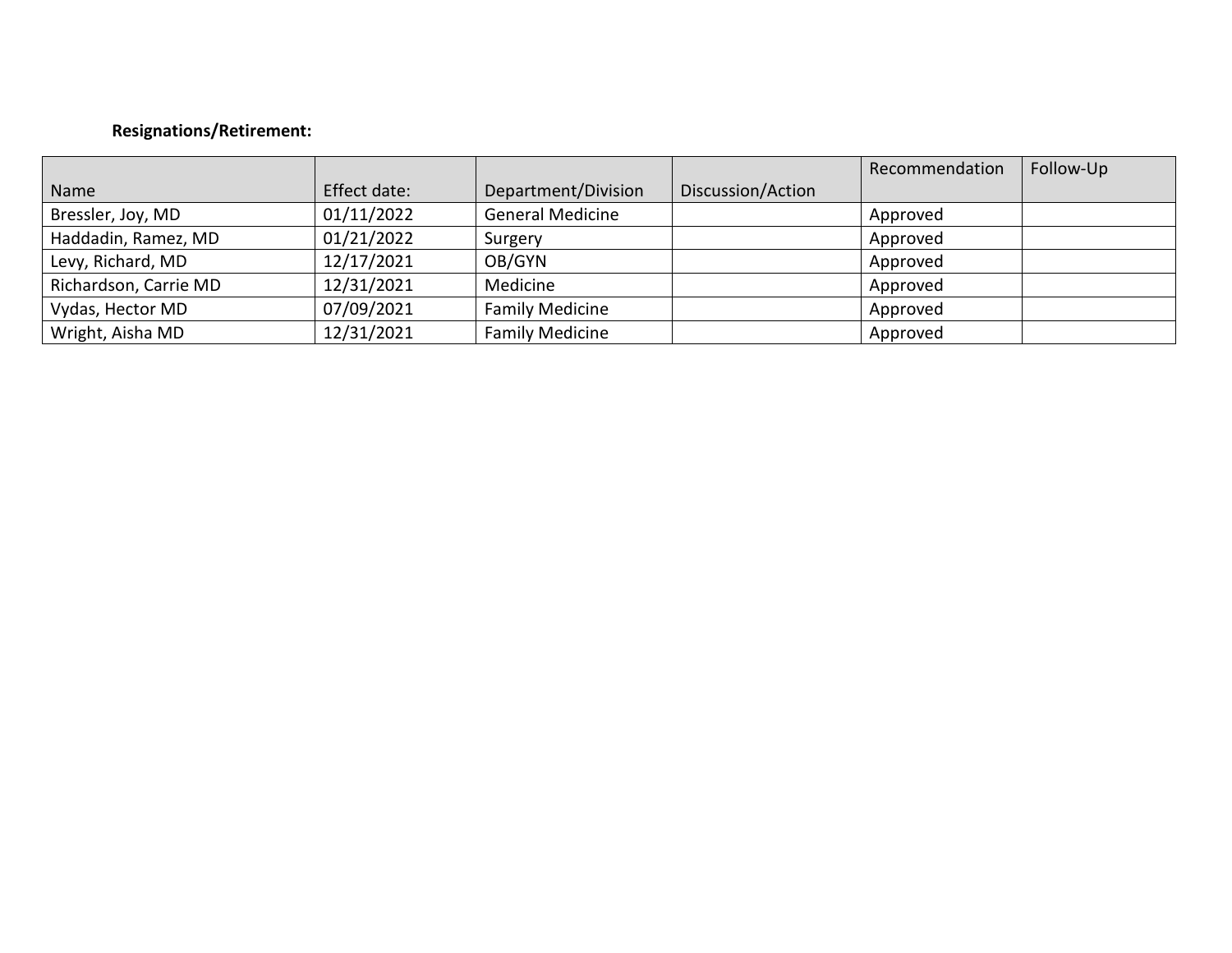**Resignations/Retirement:**

| Name | Effect date: | Department/Division | Discussion/Action | Recommendation | Follow-Up |
|---|---|---|---|---|---|
| Bressler, Joy, MD | 01/11/2022 | General Medicine | | Approved | |
| Haddadin, Ramez, MD | 01/21/2022 | Surgery | | Approved | |
| Levy, Richard, MD | 12/17/2021 | OB/GYN | | Approved | |
| Richardson, Carrie MD | 12/31/2021 | Medicine | | Approved | |
| Vydas, Hector MD | 07/09/2021 | Family Medicine | | Approved | |
| Wright, Aisha MD | 12/31/2021 | Family Medicine | | Approved | |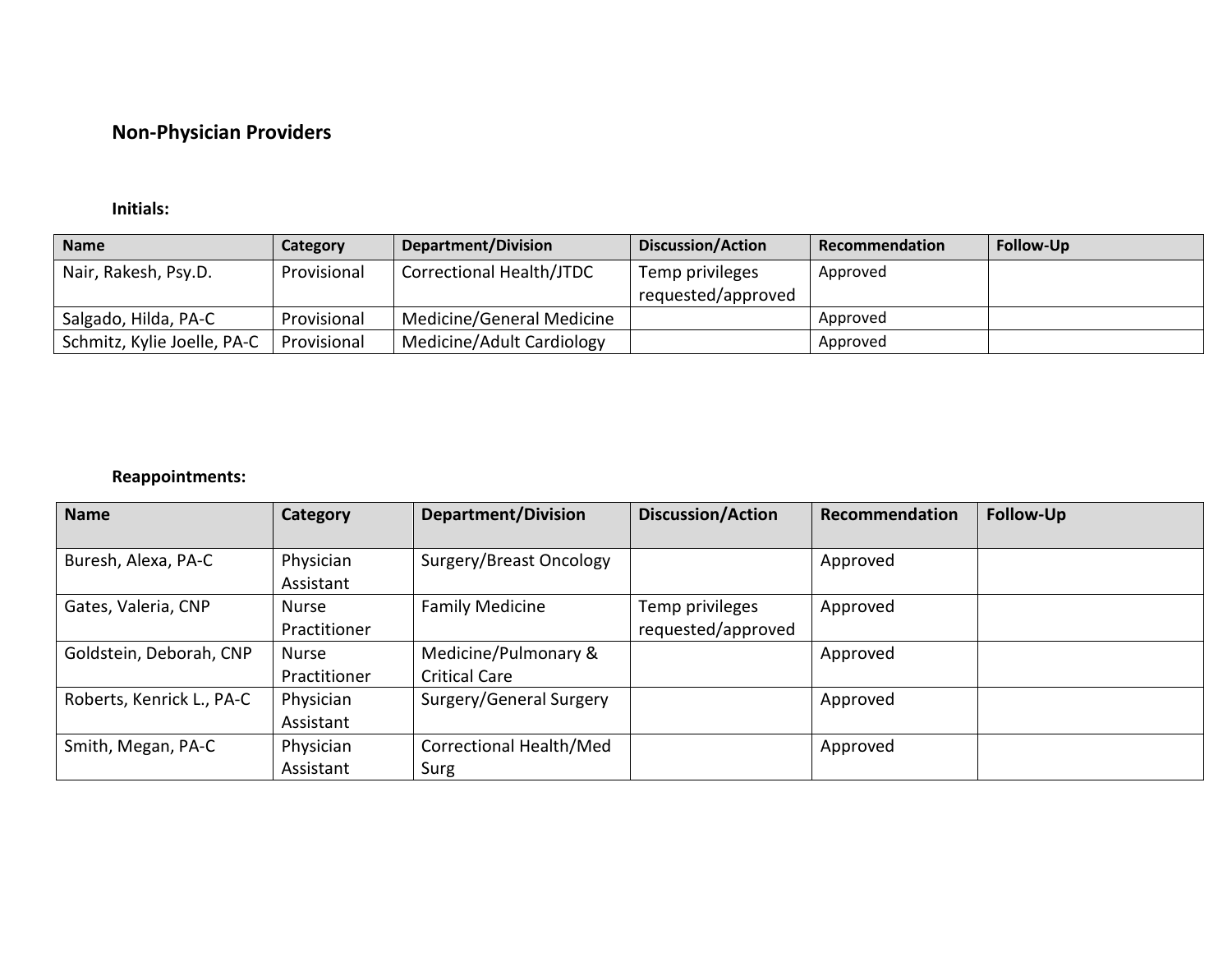## Non-Physician Providers

**Initials:**

| Name | Category | Department/Division | Discussion/Action | Recommendation | Follow-Up |
|---|---|---|---|---|---|
| Nair, Rakesh, Psy.D. | Provisional | Correctional Health/JTDC | Temp privileges requested/approved | Approved | |
| Salgado, Hilda, PA-C | Provisional | Medicine/General Medicine | | Approved | |
| Schmitz, Kylie Joelle, PA-C | Provisional | Medicine/Adult Cardiology | | Approved | |

**Reappointments:**

| Name | Category | Department/Division | Discussion/Action | Recommendation | Follow-Up |
|---|---|---|---|---|---|
| Buresh, Alexa, PA-C | Physician Assistant | Surgery/Breast Oncology | | Approved | |
| Gates, Valeria, CNP | Nurse Practitioner | Family Medicine | Temp privileges requested/approved | Approved | |
| Goldstein, Deborah, CNP | Nurse Practitioner | Medicine/Pulmonary & Critical Care | | Approved | |
| Roberts, Kenrick L., PA-C | Physician Assistant | Surgery/General Surgery | | Approved | |
| Smith, Megan, PA-C | Physician Assistant | Correctional Health/Med Surg | | Approved | |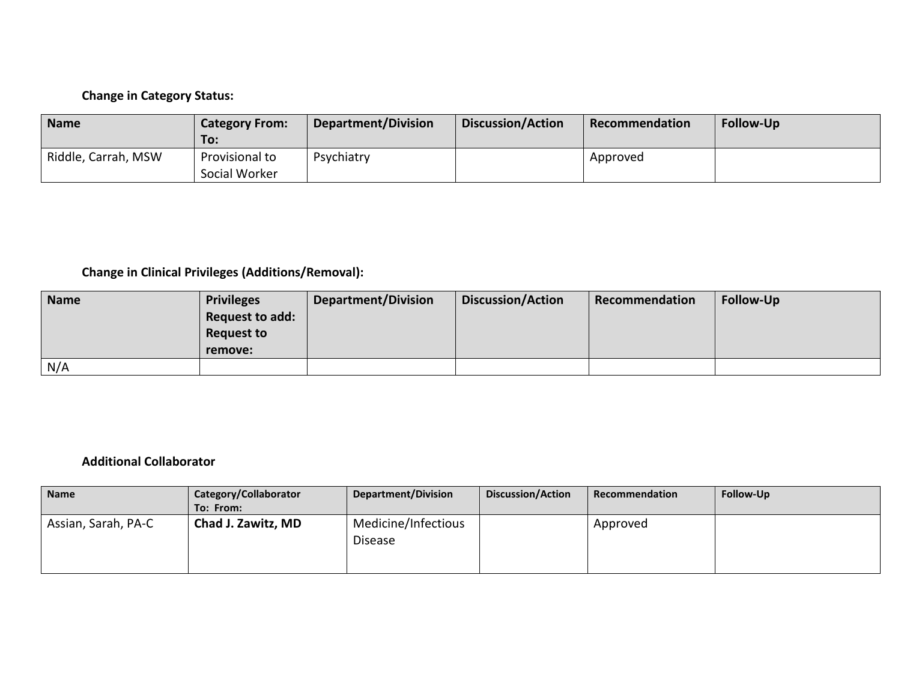**Change in Category Status:**

| Name | Category From: To: | Department/Division | Discussion/Action | Recommendation | Follow-Up |
|---|---|---|---|---|---|
| Riddle, Carrah, MSW | Provisional to Social Worker | Psychiatry | | Approved | |

**Change in Clinical Privileges (Additions/Removal):**

| Name | Privileges Request to add: Request to remove: | Department/Division | Discussion/Action | Recommendation | Follow-Up |
|---|---|---|---|---|---|
| N/A | | | | | |

**Additional Collaborator**

| Name | Category/Collaborator To: From: | Department/Division | Discussion/Action | Recommendation | Follow-Up |
|---|---|---|---|---|---|
| Assian, Sarah, PA-C | **Chad J. Zawitz, MD** | Medicine/Infectious Disease | | Approved | |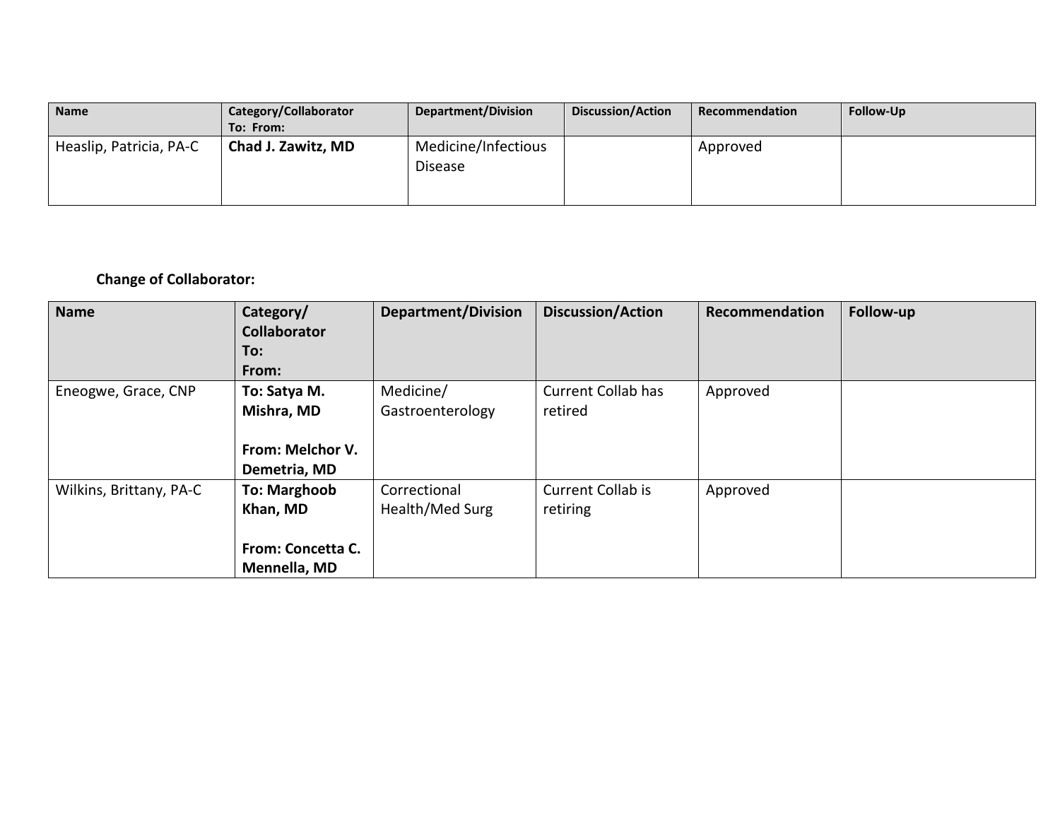| Name | Category/Collaborator To: From: | Department/Division | Discussion/Action | Recommendation | Follow-Up |
|---|---|---|---|---|---|
| Heaslip, Patricia, PA-C | **Chad J. Zawitz, MD** | Medicine/Infectious Disease | | Approved | |

**Change of Collaborator:**

| Name | Category/ Collaborator To: From: | Department/Division | Discussion/Action | Recommendation | Follow-up |
|---|---|---|---|---|---|
| Eneogwe, Grace, CNP | **To: Satya M. Mishra, MD**<br><br>**From: Melchor V. Demetria, MD** | Medicine/ Gastroenterology | Current Collab has retired | Approved | |
| Wilkins, Brittany, PA-C | **To: Marghoob Khan, MD**<br><br>**From: Concetta C. Mennella, MD** | Correctional Health/Med Surg | Current Collab is retiring | Approved | |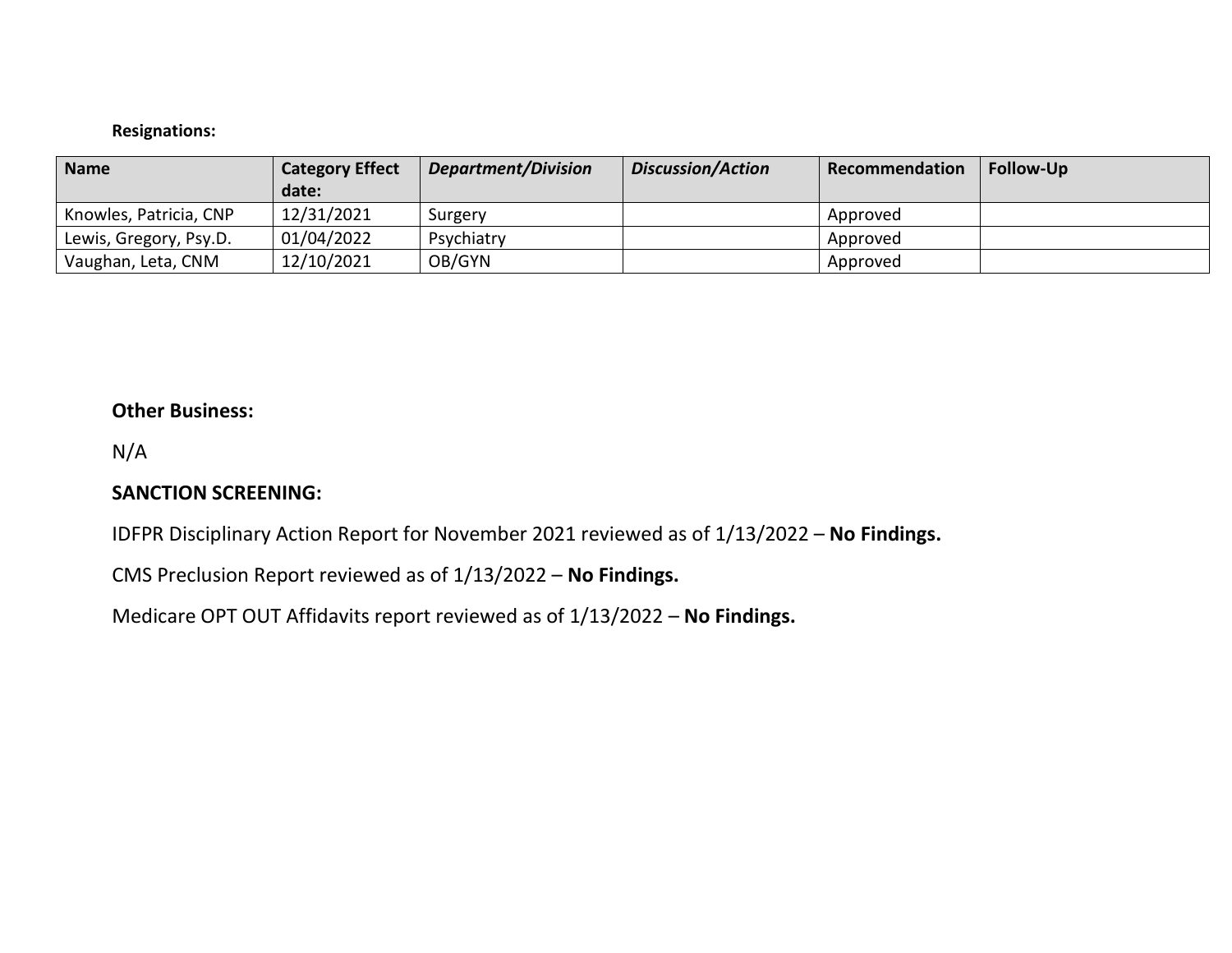**Resignations:**

| Name | Category Effect date: | *Department/Division* | *Discussion/Action* | Recommendation | Follow-Up |
|---|---|---|---|---|---|
| Knowles, Patricia, CNP | 12/31/2021 | Surgery | | Approved | |
| Lewis, Gregory, Psy.D. | 01/04/2022 | Psychiatry | | Approved | |
| Vaughan, Leta, CNM | 12/10/2021 | OB/GYN | | Approved | |

**Other Business:**

N/A

**SANCTION SCREENING:**

IDFPR Disciplinary Action Report for November 2021 reviewed as of 1/13/2022 – **No Findings.**

CMS Preclusion Report reviewed as of 1/13/2022 – **No Findings.**

Medicare OPT OUT Affidavits report reviewed as of 1/13/2022 – **No Findings.**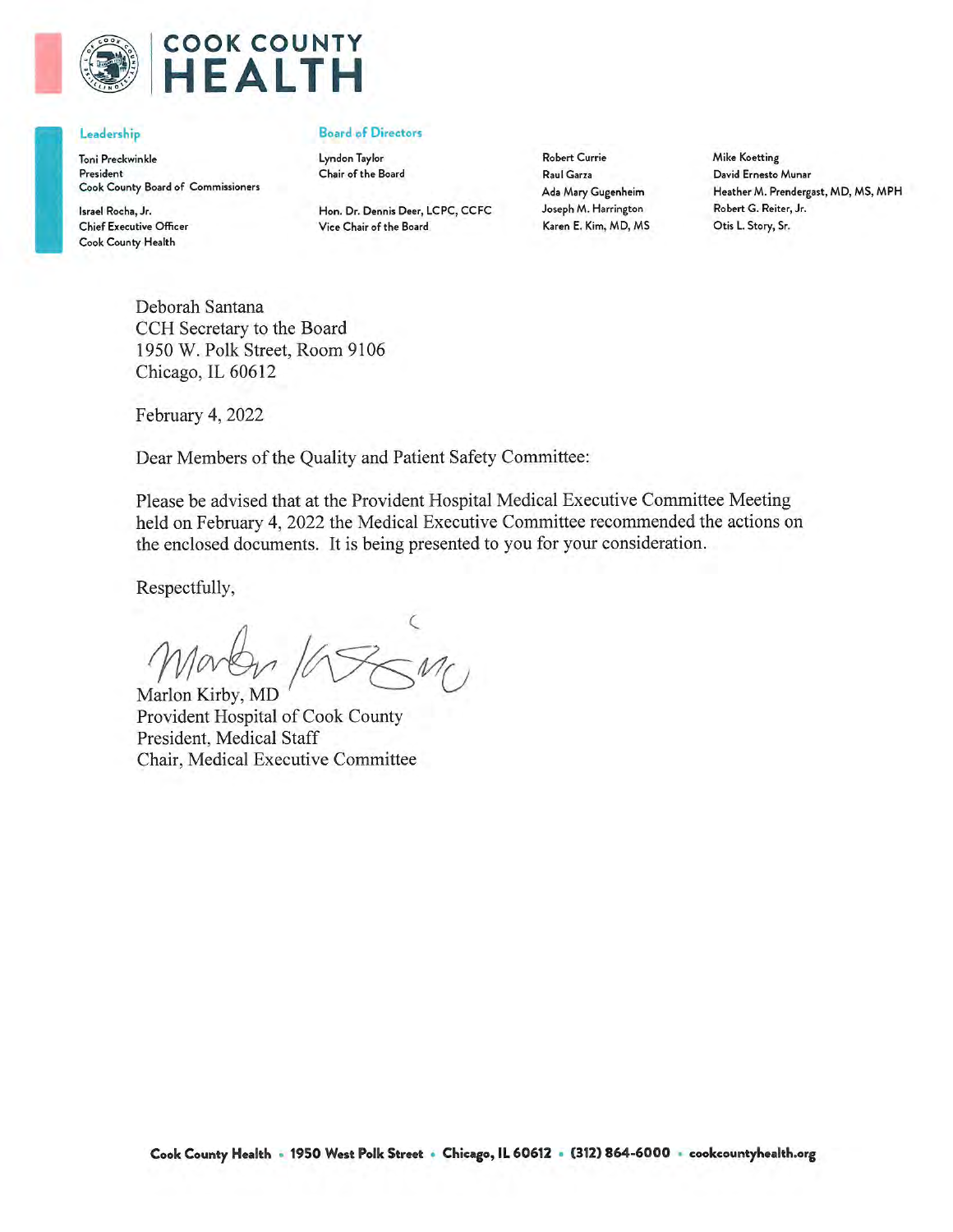# COOK COUNTY HEALTH

**Leadership**

Toni Preckwinkle
President
Cook County Board of Commissioners

Israel Rocha, Jr.
Chief Executive Officer
Cook County Health

**Board of Directors**

Lyndon Taylor
Chair of the Board

Hon. Dr. Dennis Deer, LCPC, CCFC
Vice Chair of the Board

Robert Currie
Raul Garza
Ada Mary Gugenheim
Joseph M. Harrington
Karen E. Kim, MD, MS

Mike Koetting
David Ernesto Munar
Heather M. Prendergast, MD, MS, MPH
Robert G. Reiter, Jr.
Otis L. Story, Sr.

Deborah Santana
CCH Secretary to the Board
1950 W. Polk Street, Room 9106
Chicago, IL 60612

February 4, 2022

Dear Members of the Quality and Patient Safety Committee:

Please be advised that at the Provident Hospital Medical Executive Committee Meeting held on February 4, 2022 the Medical Executive Committee recommended the actions on the enclosed documents. It is being presented to you for your consideration.

Respectfully,

Marlon Kirby, MD
Provident Hospital of Cook County
President, Medical Staff
Chair, Medical Executive Committee

**Cook County Health** • **1950 West Polk Street** • **Chicago, IL 60612** • **(312) 864-6000** • **cookcountyhealth.org**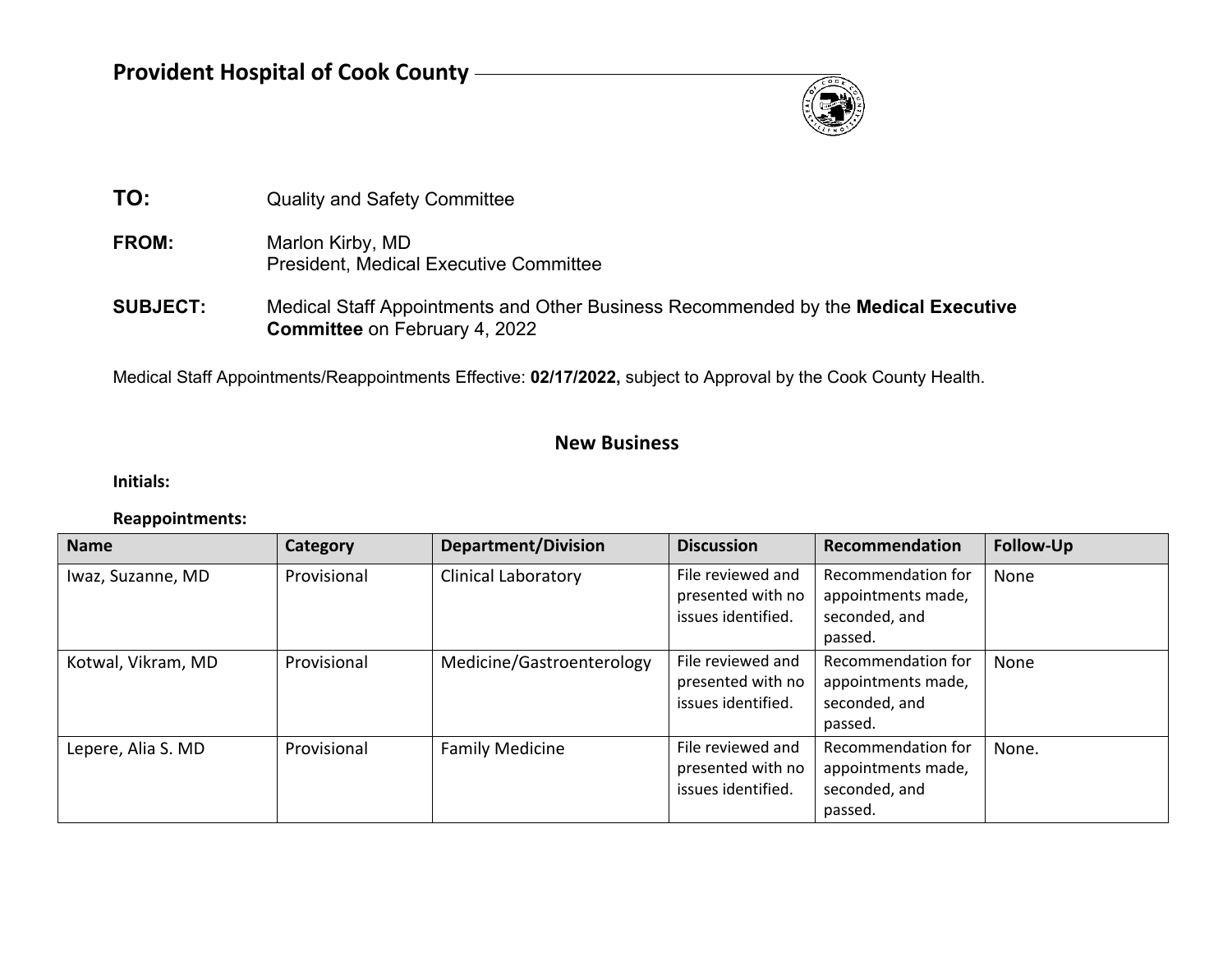# Provident Hospital of Cook County

**TO:** Quality and Safety Committee

**FROM:** Marlon Kirby, MD
President, Medical Executive Committee

**SUBJECT:** Medical Staff Appointments and Other Business Recommended by the **Medical Executive Committee** on February 4, 2022

Medical Staff Appointments/Reappointments Effective: **02/17/2022,** subject to Approval by the Cook County Health.

## New Business

**Initials:**

**Reappointments:**

| Name | Category | Department/Division | Discussion | Recommendation | Follow-Up |
|---|---|---|---|---|---|
| Iwaz, Suzanne, MD | Provisional | Clinical Laboratory | File reviewed and presented with no issues identified. | Recommendation for appointments made, seconded, and passed. | None |
| Kotwal, Vikram, MD | Provisional | Medicine/Gastroenterology | File reviewed and presented with no issues identified. | Recommendation for appointments made, seconded, and passed. | None |
| Lepere, Alia S. MD | Provisional | Family Medicine | File reviewed and presented with no issues identified. | Recommendation for appointments made, seconded, and passed. | None. |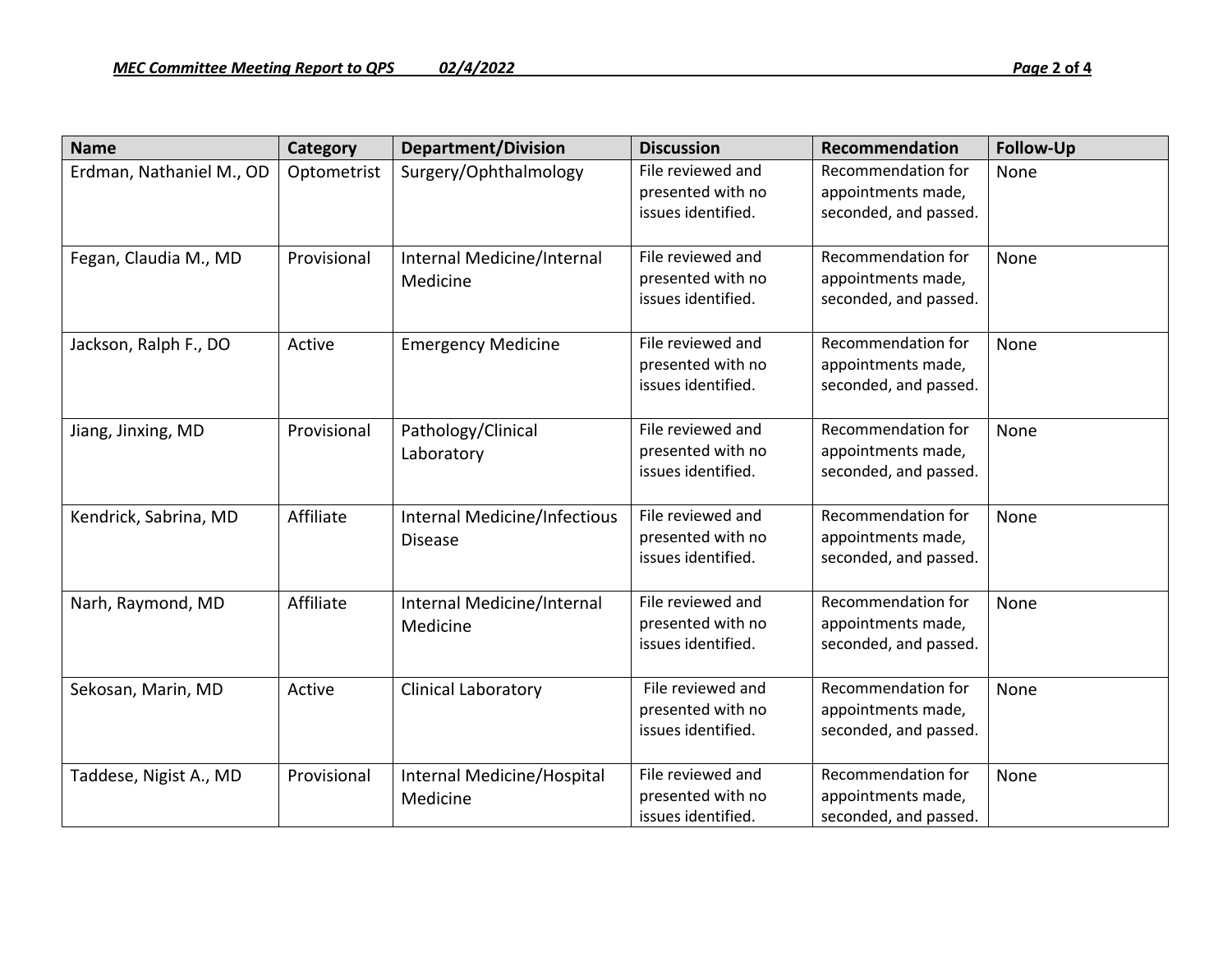| Name | Category | Department/Division | Discussion | Recommendation | Follow-Up |
|---|---|---|---|---|---|
| Erdman, Nathaniel M., OD | Optometrist | Surgery/Ophthalmology | File reviewed and presented with no issues identified. | Recommendation for appointments made, seconded, and passed. | None |
| Fegan, Claudia M., MD | Provisional | Internal Medicine/Internal Medicine | File reviewed and presented with no issues identified. | Recommendation for appointments made, seconded, and passed. | None |
| Jackson, Ralph F., DO | Active | Emergency Medicine | File reviewed and presented with no issues identified. | Recommendation for appointments made, seconded, and passed. | None |
| Jiang, Jinxing, MD | Provisional | Pathology/Clinical Laboratory | File reviewed and presented with no issues identified. | Recommendation for appointments made, seconded, and passed. | None |
| Kendrick, Sabrina, MD | Affiliate | Internal Medicine/Infectious Disease | File reviewed and presented with no issues identified. | Recommendation for appointments made, seconded, and passed. | None |
| Narh, Raymond, MD | Affiliate | Internal Medicine/Internal Medicine | File reviewed and presented with no issues identified. | Recommendation for appointments made, seconded, and passed. | None |
| Sekosan, Marin, MD | Active | Clinical Laboratory | File reviewed and presented with no issues identified. | Recommendation for appointments made, seconded, and passed. | None |
| Taddese, Nigist A., MD | Provisional | Internal Medicine/Hospital Medicine | File reviewed and presented with no issues identified. | Recommendation for appointments made, seconded, and passed. | None |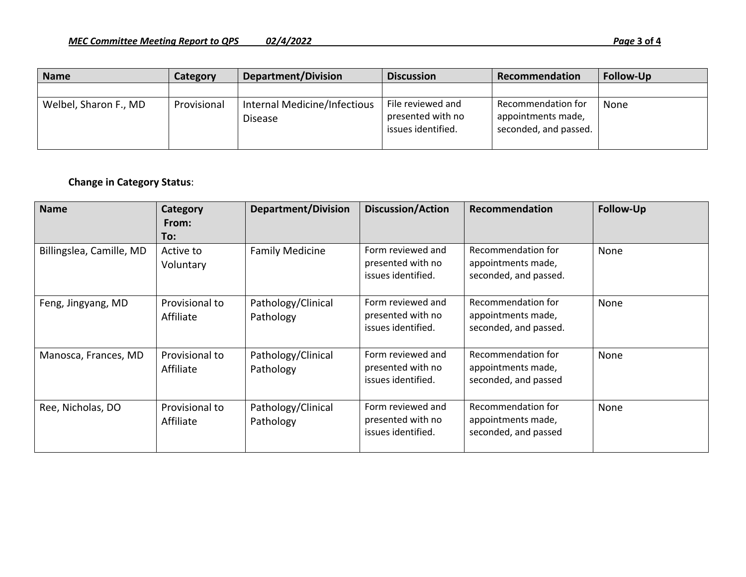| Name | Category | Department/Division | Discussion | Recommendation | Follow-Up |
|---|---|---|---|---|---|
| | | | | | |
| Welbel, Sharon F., MD | Provisional | Internal Medicine/Infectious Disease | File reviewed and presented with no issues identified. | Recommendation for appointments made, seconded, and passed. | None |

**Change in Category Status**:

| Name | Category From: To: | Department/Division | Discussion/Action | Recommendation | Follow-Up |
|---|---|---|---|---|---|
| Billingslea, Camille, MD | Active to Voluntary | Family Medicine | Form reviewed and presented with no issues identified. | Recommendation for appointments made, seconded, and passed. | None |
| Feng, Jingyang, MD | Provisional to Affiliate | Pathology/Clinical Pathology | Form reviewed and presented with no issues identified. | Recommendation for appointments made, seconded, and passed. | None |
| Manosca, Frances, MD | Provisional to Affiliate | Pathology/Clinical Pathology | Form reviewed and presented with no issues identified. | Recommendation for appointments made, seconded, and passed | None |
| Ree, Nicholas, DO | Provisional to Affiliate | Pathology/Clinical Pathology | Form reviewed and presented with no issues identified. | Recommendation for appointments made, seconded, and passed | None |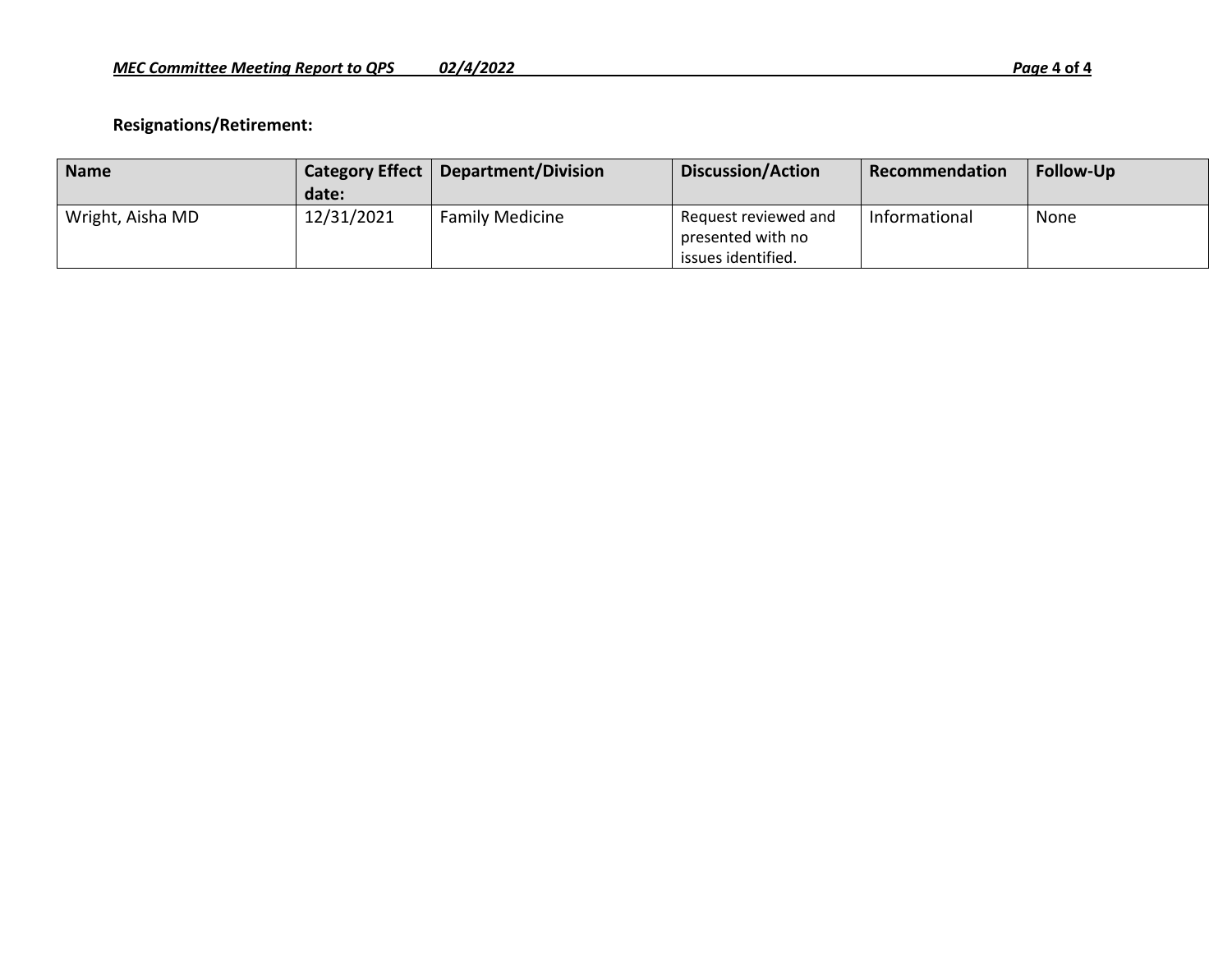**Resignations/Retirement:**

| Name | Category Effect date: | Department/Division | Discussion/Action | Recommendation | Follow-Up |
|---|---|---|---|---|---|
| Wright, Aisha MD | 12/31/2021 | Family Medicine | Request reviewed and presented with no issues identified. | Informational | None |